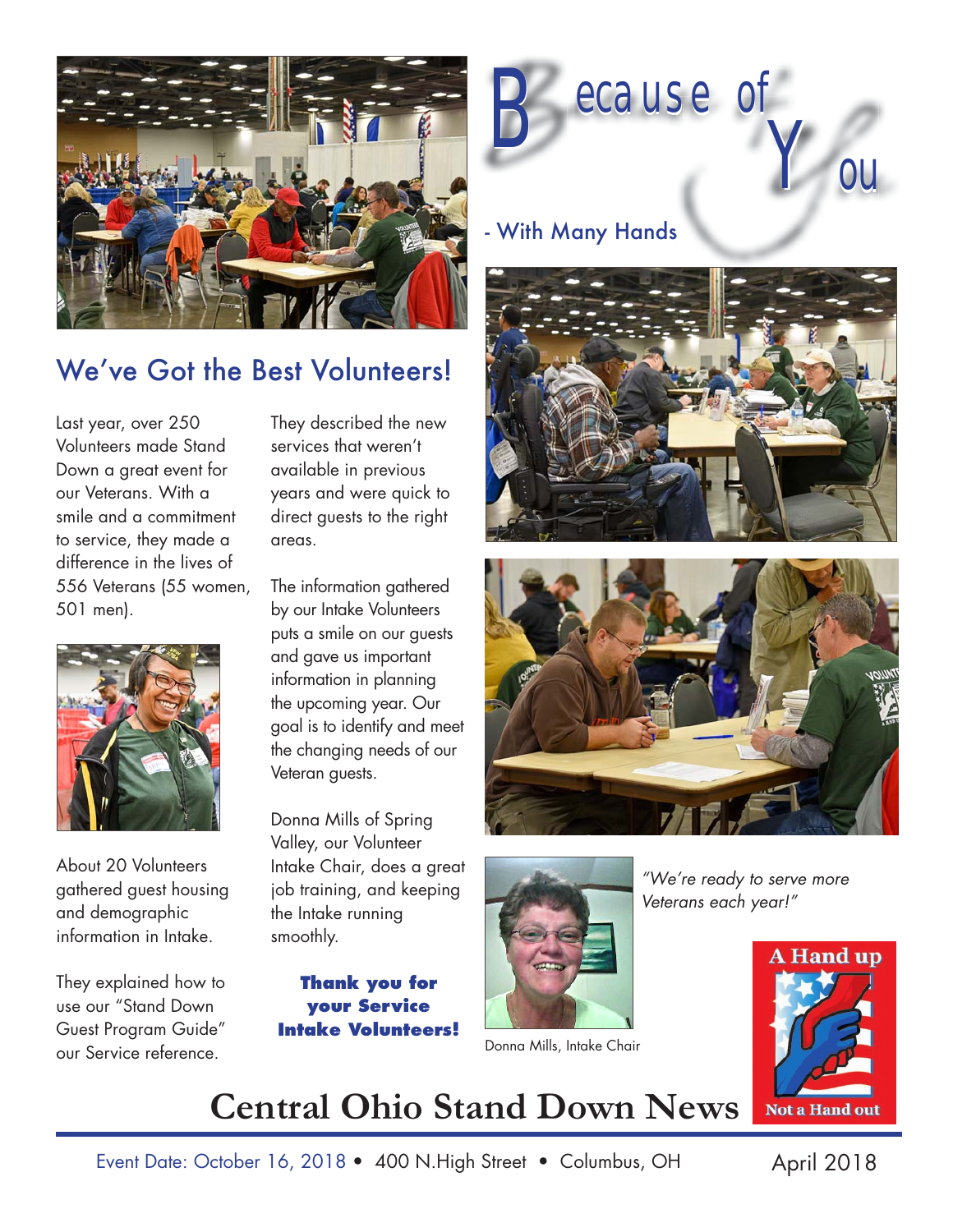# Because of You

- With Many Hands

## We've Got the Best Volunteers!

Last year, over 250 Volunteers made Stand Down a great event for our Veterans. With a smile and a commitment to service, they made a difference in the lives of 556 Veterans (55 women, 501 men).

About 20 Volunteers gathered guest housing and demographic information in Intake.

They explained how to use our "Stand Down Guest Program Guide" our Service reference.

They described the new services that weren't available in previous years and were quick to direct guests to the right areas.

The information gathered by our Intake Volunteers puts a smile on our guests and gave us important information in planning the upcoming year. Our goal is to identify and meet the changing needs of our Veteran guests.

Donna Mills of Spring Valley, our Volunteer Intake Chair, does a great job training, and keeping the Intake running smoothly.

**Thank you for your Service Intake Volunteers!**

*"We're ready to serve more Veterans each year!"*

Donna Mills, Intake Chair

A Hand up Not a Hand out

# Central Ohio Stand Down News

Event Date: October 16, 2018 • 400 N.High Street • Columbus, OH

April 2018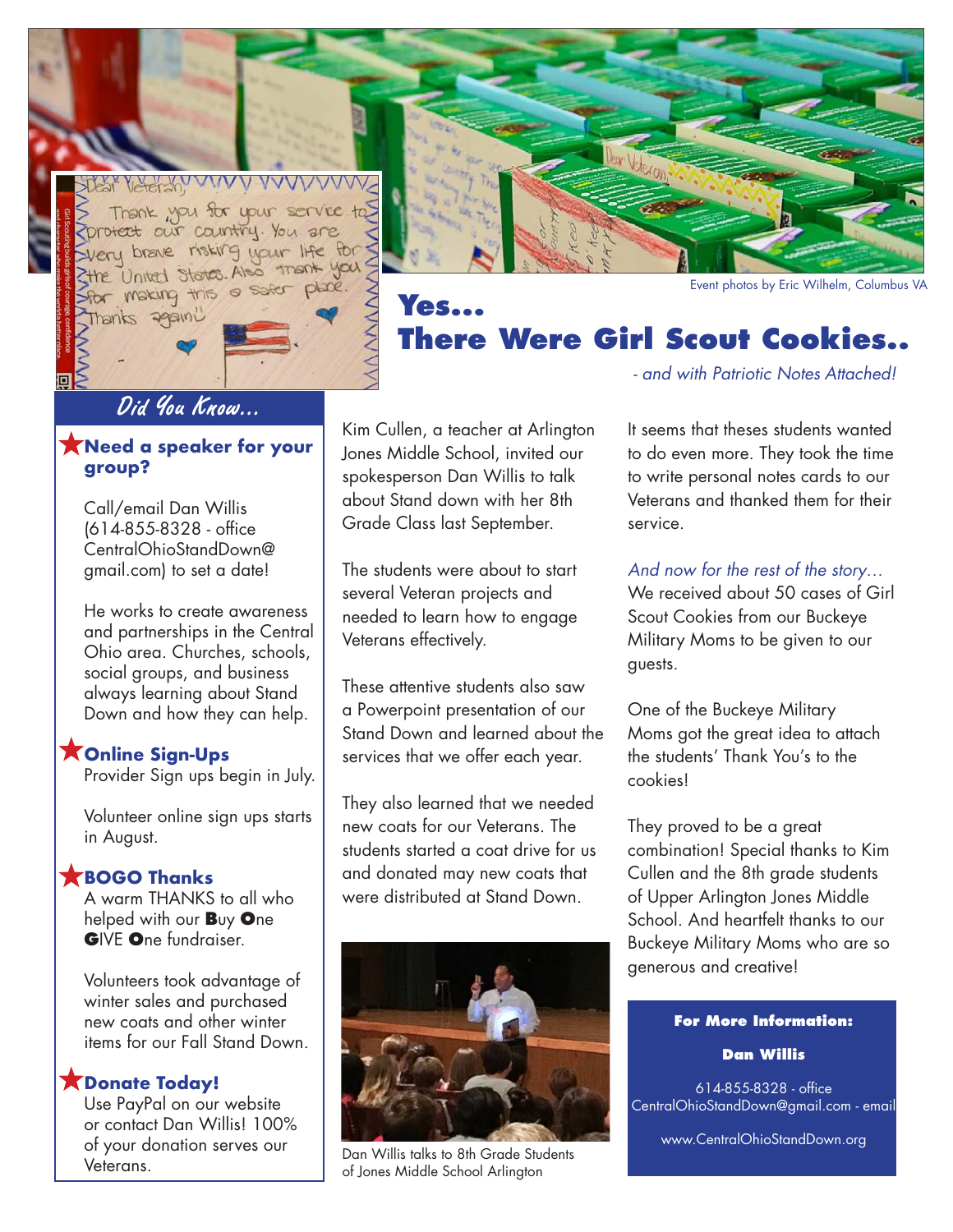Event photos by Eric Wilhelm, Columbus VA

# Yes… There Were Girl Scout Cookies..

*- and with Patriotic Notes Attached!*

## Did You Know…

**Need a speaker for your group?**

Call/email Dan Willis (614-855-8328 - office CentralOhioStandDown@gmail.com) to set a date!

He works to create awareness and partnerships in the Central Ohio area. Churches, schools, social groups, and business always learning about Stand Down and how they can help.

**Online Sign-Ups**
Provider Sign ups begin in July.

Volunteer online sign ups starts in August.

**BOGO Thanks**
A warm THANKS to all who helped with our **B**uy **O**ne **G**IVE **O**ne fundraiser.

Volunteers took advantage of winter sales and purchased new coats and other winter items for our Fall Stand Down.

**Donate Today!**
Use PayPal on our website or contact Dan Willis! 100% of your donation serves our Veterans.

Kim Cullen, a teacher at Arlington Jones Middle School, invited our spokesperson Dan Willis to talk about Stand down with her 8th Grade Class last September.

The students were about to start several Veteran projects and needed to learn how to engage Veterans effectively.

These attentive students also saw a Powerpoint presentation of our Stand Down and learned about the services that we offer each year.

They also learned that we needed new coats for our Veterans. The students started a coat drive for us and donated may new coats that were distributed at Stand Down.

Dan Willis talks to 8th Grade Students of Jones Middle School Arlington

It seems that theses students wanted to do even more. They took the time to write personal notes cards to our Veterans and thanked them for their service.

*And now for the rest of the story…*
We received about 50 cases of Girl Scout Cookies from our Buckeye Military Moms to be given to our guests.

One of the Buckeye Military Moms got the great idea to attach the students' Thank You's to the cookies!

They proved to be a great combination! Special thanks to Kim Cullen and the 8th grade students of Upper Arlington Jones Middle School. And heartfelt thanks to our Buckeye Military Moms who are so generous and creative!

**For More Information:**

**Dan Willis**

614-855-8328 - office
CentralOhioStandDown@gmail.com - email

www.CentralOhioStandDown.org